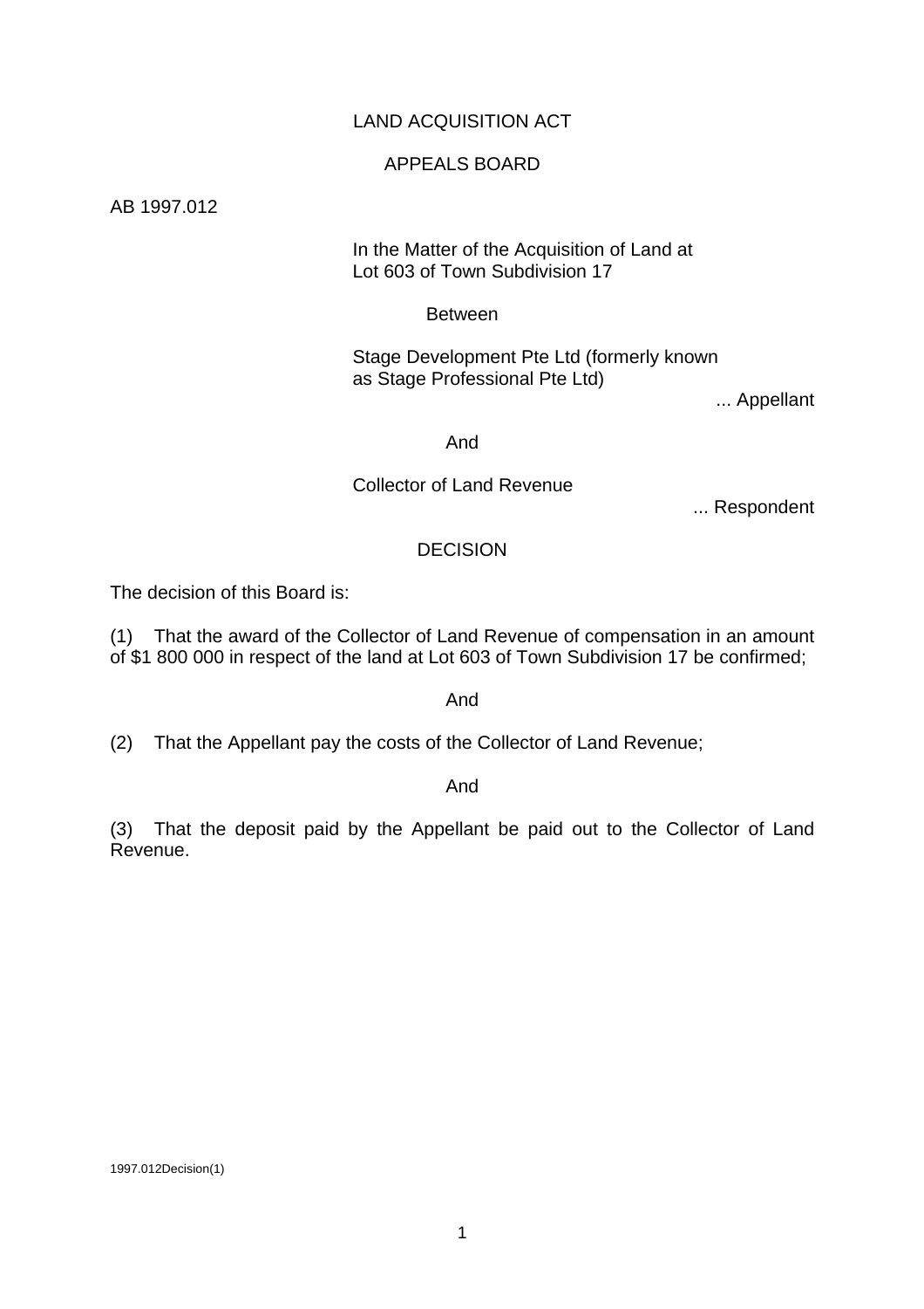# LAND ACQUISITION ACT

## APPEALS BOARD

AB 1997.012

In the Matter of the Acquisition of Land at Lot 603 of Town Subdivision 17

Between

Stage Development Pte Ltd (formerly known as Stage Professional Pte Ltd)

... Appellant

And

Collector of Land Revenue

... Respondent

## DECISION

The decision of this Board is:

(1) That the award of the Collector of Land Revenue of compensation in an amount of $1 800 000 in respect of the land at Lot 603 of Town Subdivision 17 be confirmed;

And

(2) That the Appellant pay the costs of the Collector of Land Revenue;

And

(3) That the deposit paid by the Appellant be paid out to the Collector of Land Revenue.

1997.012Decision(1)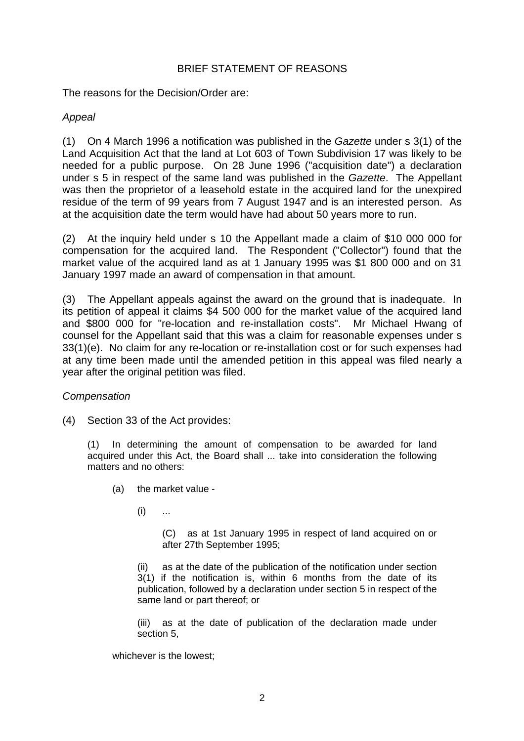BRIEF STATEMENT OF REASONS

The reasons for the Decision/Order are:

*Appeal*

(1) On 4 March 1996 a notification was published in the *Gazette* under s 3(1) of the Land Acquisition Act that the land at Lot 603 of Town Subdivision 17 was likely to be needed for a public purpose. On 28 June 1996 ("acquisition date") a declaration under s 5 in respect of the same land was published in the *Gazette*. The Appellant was then the proprietor of a leasehold estate in the acquired land for the unexpired residue of the term of 99 years from 7 August 1947 and is an interested person. As at the acquisition date the term would have had about 50 years more to run.

(2) At the inquiry held under s 10 the Appellant made a claim of $10 000 000 for compensation for the acquired land. The Respondent ("Collector") found that the market value of the acquired land as at 1 January 1995 was $1 800 000 and on 31 January 1997 made an award of compensation in that amount.

(3) The Appellant appeals against the award on the ground that is inadequate. In its petition of appeal it claims $4 500 000 for the market value of the acquired land and $800 000 for "re-location and re-installation costs". Mr Michael Hwang of counsel for the Appellant said that this was a claim for reasonable expenses under s 33(1)(e). No claim for any re-location or re-installation cost or for such expenses had at any time been made until the amended petition in this appeal was filed nearly a year after the original petition was filed.

*Compensation*

(4) Section 33 of the Act provides:

> (1) In determining the amount of compensation to be awarded for land acquired under this Act, the Board shall ... take into consideration the following matters and no others:
>
> (a) the market value -
>
> (i) ...
>
> (C) as at 1st January 1995 in respect of land acquired on or after 27th September 1995;
>
> (ii) as at the date of the publication of the notification under section 3(1) if the notification is, within 6 months from the date of its publication, followed by a declaration under section 5 in respect of the same land or part thereof; or
>
> (iii) as at the date of publication of the declaration made under section 5,
>
> whichever is the lowest;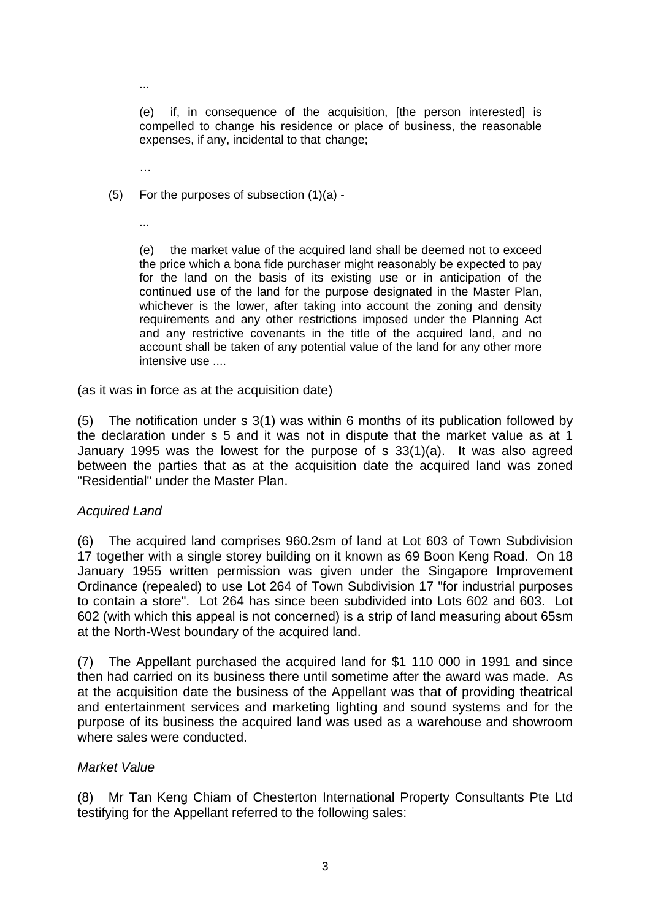...

(e) if, in consequence of the acquisition, [the person interested] is compelled to change his residence or place of business, the reasonable expenses, if any, incidental to that change;

…

(5) For the purposes of subsection (1)(a) -

...

(e) the market value of the acquired land shall be deemed not to exceed the price which a bona fide purchaser might reasonably be expected to pay for the land on the basis of its existing use or in anticipation of the continued use of the land for the purpose designated in the Master Plan, whichever is the lower, after taking into account the zoning and density requirements and any other restrictions imposed under the Planning Act and any restrictive covenants in the title of the acquired land, and no account shall be taken of any potential value of the land for any other more intensive use ....

(as it was in force as at the acquisition date)

(5) The notification under s 3(1) was within 6 months of its publication followed by the declaration under s 5 and it was not in dispute that the market value as at 1 January 1995 was the lowest for the purpose of s 33(1)(a). It was also agreed between the parties that as at the acquisition date the acquired land was zoned "Residential" under the Master Plan.

*Acquired Land*

(6) The acquired land comprises 960.2sm of land at Lot 603 of Town Subdivision 17 together with a single storey building on it known as 69 Boon Keng Road. On 18 January 1955 written permission was given under the Singapore Improvement Ordinance (repealed) to use Lot 264 of Town Subdivision 17 "for industrial purposes to contain a store". Lot 264 has since been subdivided into Lots 602 and 603. Lot 602 (with which this appeal is not concerned) is a strip of land measuring about 65sm at the North-West boundary of the acquired land.

(7) The Appellant purchased the acquired land for $1 110 000 in 1991 and since then had carried on its business there until sometime after the award was made. As at the acquisition date the business of the Appellant was that of providing theatrical and entertainment services and marketing lighting and sound systems and for the purpose of its business the acquired land was used as a warehouse and showroom where sales were conducted.

*Market Value*

(8) Mr Tan Keng Chiam of Chesterton International Property Consultants Pte Ltd testifying for the Appellant referred to the following sales: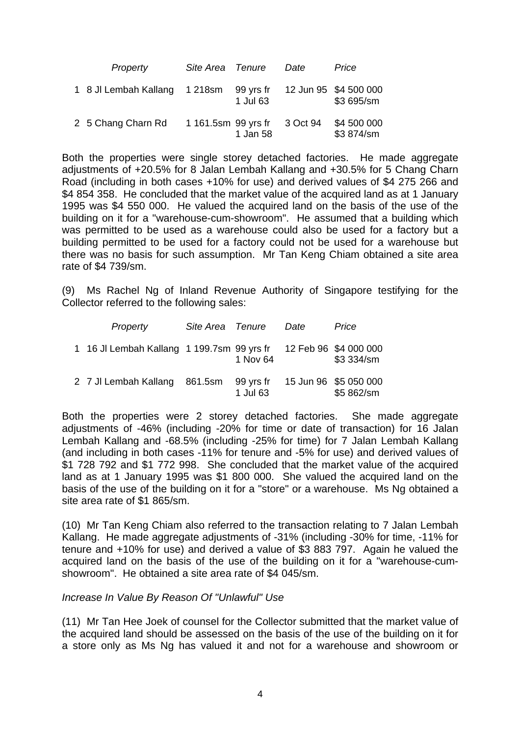| | *Property* | *Site Area* | *Tenure* | *Date* | *Price* |
|---|---|---|---|---|---|
| 1 | 8 Jl Lembah Kallang | 1 218sm | 99 yrs fr 1 Jul 63 | 12 Jun 95 | $4 500 000 $3 695/sm |
| 2 | 5 Chang Charn Rd | 1 161.5sm | 99 yrs fr 1 Jan 58 | 3 Oct 94 | $4 500 000 $3 874/sm |

Both the properties were single storey detached factories. He made aggregate adjustments of +20.5% for 8 Jalan Lembah Kallang and +30.5% for 5 Chang Charn Road (including in both cases +10% for use) and derived values of $4 275 266 and $4 854 358. He concluded that the market value of the acquired land as at 1 January 1995 was $4 550 000. He valued the acquired land on the basis of the use of the building on it for a "warehouse-cum-showroom". He assumed that a building which was permitted to be used as a warehouse could also be used for a factory but a building permitted to be used for a factory could not be used for a warehouse but there was no basis for such assumption. Mr Tan Keng Chiam obtained a site area rate of $4 739/sm.

(9) Ms Rachel Ng of Inland Revenue Authority of Singapore testifying for the Collector referred to the following sales:

| | *Property* | *Site Area* | *Tenure* | *Date* | *Price* |
|---|---|---|---|---|---|
| 1 | 16 Jl Lembah Kallang | 1 199.7sm | 99 yrs fr 1 Nov 64 | 12 Feb 96 | $4 000 000 $3 334/sm |
| 2 | 7 Jl Lembah Kallang | 861.5sm | 99 yrs fr 1 Jul 63 | 15 Jun 96 | $5 050 000 $5 862/sm |

Both the properties were 2 storey detached factories. She made aggregate adjustments of -46% (including -20% for time or date of transaction) for 16 Jalan Lembah Kallang and -68.5% (including -25% for time) for 7 Jalan Lembah Kallang (and including in both cases -11% for tenure and -5% for use) and derived values of $1 728 792 and $1 772 998. She concluded that the market value of the acquired land as at 1 January 1995 was $1 800 000. She valued the acquired land on the basis of the use of the building on it for a "store" or a warehouse. Ms Ng obtained a site area rate of $1 865/sm.

(10) Mr Tan Keng Chiam also referred to the transaction relating to 7 Jalan Lembah Kallang. He made aggregate adjustments of -31% (including -30% for time, -11% for tenure and +10% for use) and derived a value of $3 883 797. Again he valued the acquired land on the basis of the use of the building on it for a "warehouse-cum-showroom". He obtained a site area rate of $4 045/sm.

*Increase In Value By Reason Of "Unlawful" Use*

(11) Mr Tan Hee Joek of counsel for the Collector submitted that the market value of the acquired land should be assessed on the basis of the use of the building on it for a store only as Ms Ng has valued it and not for a warehouse and showroom or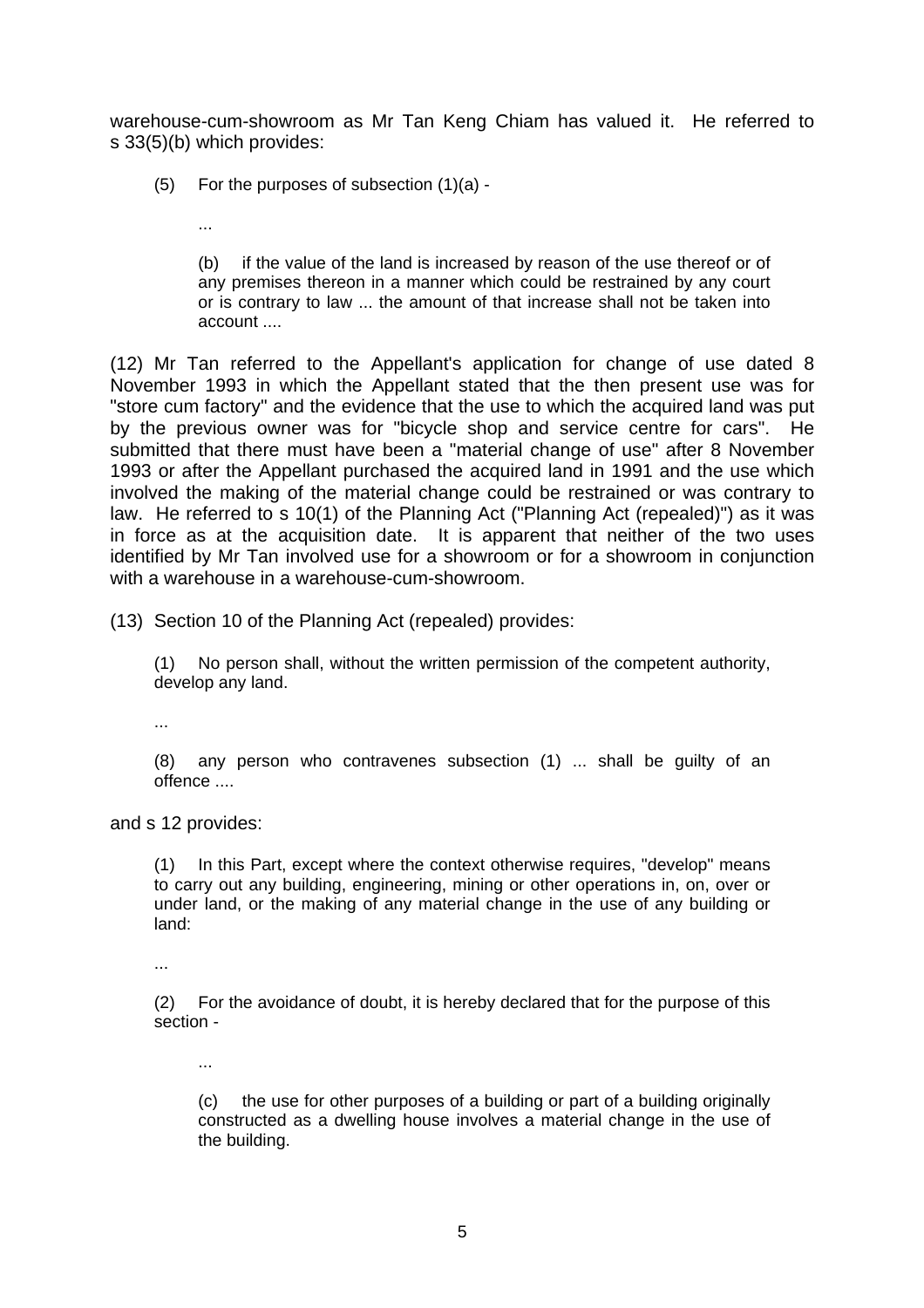warehouse-cum-showroom as Mr Tan Keng Chiam has valued it. He referred to s 33(5)(b) which provides:

> (5) For the purposes of subsection (1)(a) -
>
> ...
>
> > (b) if the value of the land is increased by reason of the use thereof or of any premises thereon in a manner which could be restrained by any court or is contrary to law ... the amount of that increase shall not be taken into account ....

(12) Mr Tan referred to the Appellant's application for change of use dated 8 November 1993 in which the Appellant stated that the then present use was for "store cum factory" and the evidence that the use to which the acquired land was put by the previous owner was for "bicycle shop and service centre for cars". He submitted that there must have been a "material change of use" after 8 November 1993 or after the Appellant purchased the acquired land in 1991 and the use which involved the making of the material change could be restrained or was contrary to law. He referred to s 10(1) of the Planning Act ("Planning Act (repealed)") as it was in force as at the acquisition date. It is apparent that neither of the two uses identified by Mr Tan involved use for a showroom or for a showroom in conjunction with a warehouse in a warehouse-cum-showroom.

(13) Section 10 of the Planning Act (repealed) provides:

> (1) No person shall, without the written permission of the competent authority, develop any land.
>
> ...
>
> (8) any person who contravenes subsection (1) ... shall be guilty of an offence ....

and s 12 provides:

> (1) In this Part, except where the context otherwise requires, "develop" means to carry out any building, engineering, mining or other operations in, on, over or under land, or the making of any material change in the use of any building or land:
>
> ...
>
> (2) For the avoidance of doubt, it is hereby declared that for the purpose of this section -
>
> ...
>
> > (c) the use for other purposes of a building or part of a building originally constructed as a dwelling house involves a material change in the use of the building.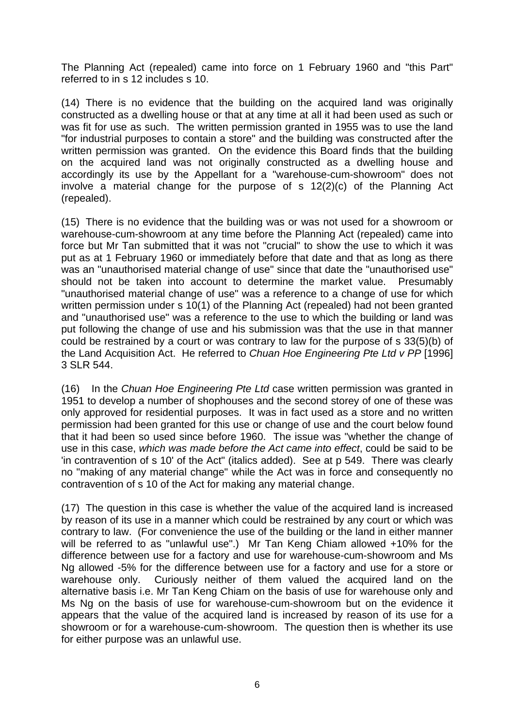The Planning Act (repealed) came into force on 1 February 1960 and "this Part" referred to in s 12 includes s 10.

(14) There is no evidence that the building on the acquired land was originally constructed as a dwelling house or that at any time at all it had been used as such or was fit for use as such. The written permission granted in 1955 was to use the land "for industrial purposes to contain a store" and the building was constructed after the written permission was granted. On the evidence this Board finds that the building on the acquired land was not originally constructed as a dwelling house and accordingly its use by the Appellant for a "warehouse-cum-showroom" does not involve a material change for the purpose of s 12(2)(c) of the Planning Act (repealed).

(15) There is no evidence that the building was or was not used for a showroom or warehouse-cum-showroom at any time before the Planning Act (repealed) came into force but Mr Tan submitted that it was not "crucial" to show the use to which it was put as at 1 February 1960 or immediately before that date and that as long as there was an "unauthorised material change of use" since that date the "unauthorised use" should not be taken into account to determine the market value. Presumably "unauthorised material change of use" was a reference to a change of use for which written permission under s 10(1) of the Planning Act (repealed) had not been granted and "unauthorised use" was a reference to the use to which the building or land was put following the change of use and his submission was that the use in that manner could be restrained by a court or was contrary to law for the purpose of s 33(5)(b) of the Land Acquisition Act. He referred to *Chuan Hoe Engineering Pte Ltd v PP* [1996] 3 SLR 544.

(16) In the *Chuan Hoe Engineering Pte Ltd* case written permission was granted in 1951 to develop a number of shophouses and the second storey of one of these was only approved for residential purposes. It was in fact used as a store and no written permission had been granted for this use or change of use and the court below found that it had been so used since before 1960. The issue was "whether the change of use in this case, *which was made before the Act came into effect*, could be said to be 'in contravention of s 10' of the Act" (italics added). See at p 549. There was clearly no "making of any material change" while the Act was in force and consequently no contravention of s 10 of the Act for making any material change.

(17) The question in this case is whether the value of the acquired land is increased by reason of its use in a manner which could be restrained by any court or which was contrary to law. (For convenience the use of the building or the land in either manner will be referred to as "unlawful use".) Mr Tan Keng Chiam allowed +10% for the difference between use for a factory and use for warehouse-cum-showroom and Ms Ng allowed -5% for the difference between use for a factory and use for a store or warehouse only. Curiously neither of them valued the acquired land on the alternative basis i.e. Mr Tan Keng Chiam on the basis of use for warehouse only and Ms Ng on the basis of use for warehouse-cum-showroom but on the evidence it appears that the value of the acquired land is increased by reason of its use for a showroom or for a warehouse-cum-showroom. The question then is whether its use for either purpose was an unlawful use.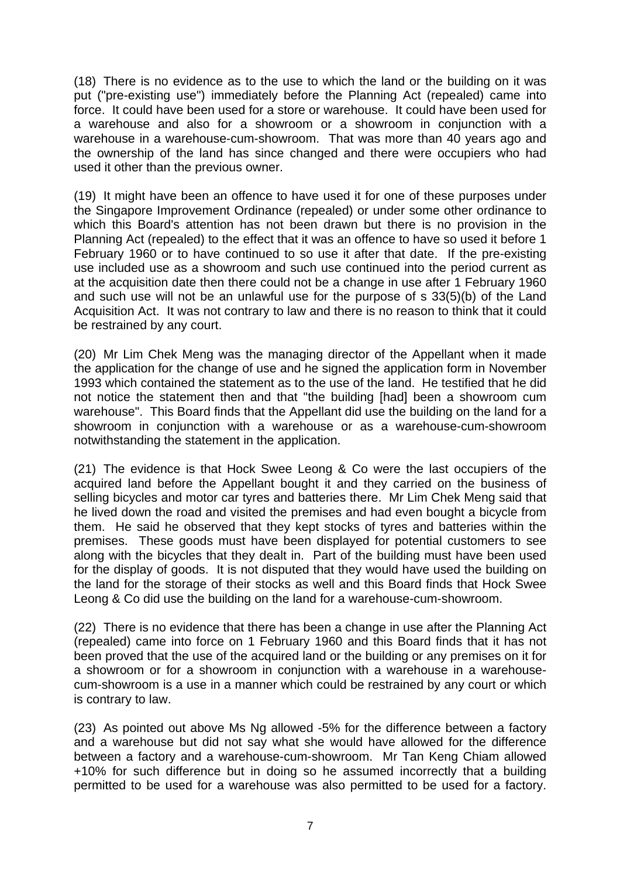(18) There is no evidence as to the use to which the land or the building on it was put ("pre-existing use") immediately before the Planning Act (repealed) came into force. It could have been used for a store or warehouse. It could have been used for a warehouse and also for a showroom or a showroom in conjunction with a warehouse in a warehouse-cum-showroom. That was more than 40 years ago and the ownership of the land has since changed and there were occupiers who had used it other than the previous owner.

(19) It might have been an offence to have used it for one of these purposes under the Singapore Improvement Ordinance (repealed) or under some other ordinance to which this Board's attention has not been drawn but there is no provision in the Planning Act (repealed) to the effect that it was an offence to have so used it before 1 February 1960 or to have continued to so use it after that date. If the pre-existing use included use as a showroom and such use continued into the period current as at the acquisition date then there could not be a change in use after 1 February 1960 and such use will not be an unlawful use for the purpose of s 33(5)(b) of the Land Acquisition Act. It was not contrary to law and there is no reason to think that it could be restrained by any court.

(20) Mr Lim Chek Meng was the managing director of the Appellant when it made the application for the change of use and he signed the application form in November 1993 which contained the statement as to the use of the land. He testified that he did not notice the statement then and that "the building [had] been a showroom cum warehouse". This Board finds that the Appellant did use the building on the land for a showroom in conjunction with a warehouse or as a warehouse-cum-showroom notwithstanding the statement in the application.

(21) The evidence is that Hock Swee Leong & Co were the last occupiers of the acquired land before the Appellant bought it and they carried on the business of selling bicycles and motor car tyres and batteries there. Mr Lim Chek Meng said that he lived down the road and visited the premises and had even bought a bicycle from them. He said he observed that they kept stocks of tyres and batteries within the premises. These goods must have been displayed for potential customers to see along with the bicycles that they dealt in. Part of the building must have been used for the display of goods. It is not disputed that they would have used the building on the land for the storage of their stocks as well and this Board finds that Hock Swee Leong & Co did use the building on the land for a warehouse-cum-showroom.

(22) There is no evidence that there has been a change in use after the Planning Act (repealed) came into force on 1 February 1960 and this Board finds that it has not been proved that the use of the acquired land or the building or any premises on it for a showroom or for a showroom in conjunction with a warehouse in a warehouse-cum-showroom is a use in a manner which could be restrained by any court or which is contrary to law.

(23) As pointed out above Ms Ng allowed -5% for the difference between a factory and a warehouse but did not say what she would have allowed for the difference between a factory and a warehouse-cum-showroom. Mr Tan Keng Chiam allowed +10% for such difference but in doing so he assumed incorrectly that a building permitted to be used for a warehouse was also permitted to be used for a factory.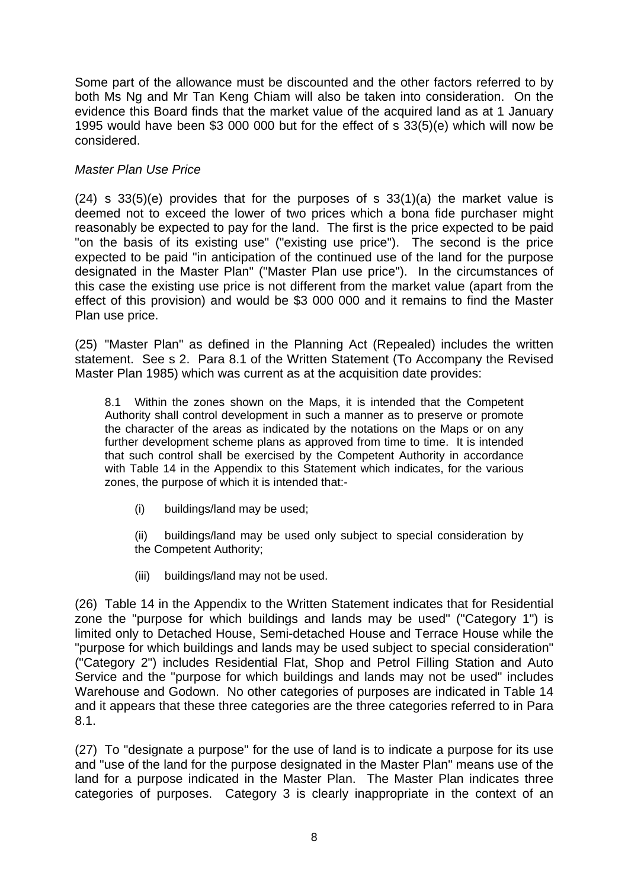Some part of the allowance must be discounted and the other factors referred to by both Ms Ng and Mr Tan Keng Chiam will also be taken into consideration. On the evidence this Board finds that the market value of the acquired land as at 1 January 1995 would have been $3 000 000 but for the effect of s 33(5)(e) which will now be considered.

*Master Plan Use Price*

(24) s 33(5)(e) provides that for the purposes of s 33(1)(a) the market value is deemed not to exceed the lower of two prices which a bona fide purchaser might reasonably be expected to pay for the land. The first is the price expected to be paid "on the basis of its existing use" ("existing use price"). The second is the price expected to be paid "in anticipation of the continued use of the land for the purpose designated in the Master Plan" ("Master Plan use price"). In the circumstances of this case the existing use price is not different from the market value (apart from the effect of this provision) and would be $3 000 000 and it remains to find the Master Plan use price.

(25) "Master Plan" as defined in the Planning Act (Repealed) includes the written statement. See s 2. Para 8.1 of the Written Statement (To Accompany the Revised Master Plan 1985) which was current as at the acquisition date provides:

> 8.1 Within the zones shown on the Maps, it is intended that the Competent Authority shall control development in such a manner as to preserve or promote the character of the areas as indicated by the notations on the Maps or on any further development scheme plans as approved from time to time. It is intended that such control shall be exercised by the Competent Authority in accordance with Table 14 in the Appendix to this Statement which indicates, for the various zones, the purpose of which it is intended that:-
>
> (i) buildings/land may be used;
>
> (ii) buildings/land may be used only subject to special consideration by the Competent Authority;
>
> (iii) buildings/land may not be used.

(26) Table 14 in the Appendix to the Written Statement indicates that for Residential zone the "purpose for which buildings and lands may be used" ("Category 1") is limited only to Detached House, Semi-detached House and Terrace House while the "purpose for which buildings and lands may be used subject to special consideration" ("Category 2") includes Residential Flat, Shop and Petrol Filling Station and Auto Service and the "purpose for which buildings and lands may not be used" includes Warehouse and Godown. No other categories of purposes are indicated in Table 14 and it appears that these three categories are the three categories referred to in Para 8.1.

(27) To "designate a purpose" for the use of land is to indicate a purpose for its use and "use of the land for the purpose designated in the Master Plan" means use of the land for a purpose indicated in the Master Plan. The Master Plan indicates three categories of purposes. Category 3 is clearly inappropriate in the context of an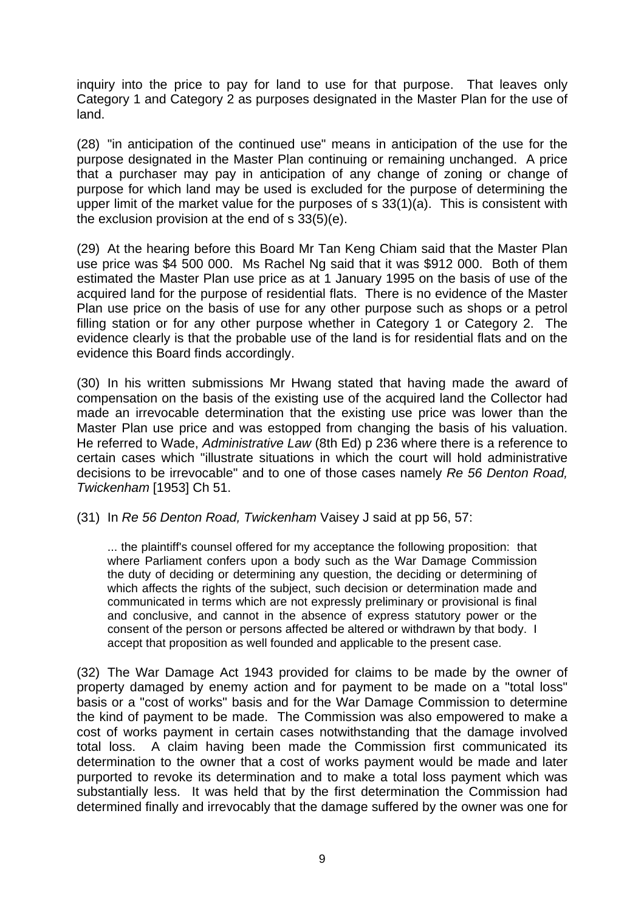inquiry into the price to pay for land to use for that purpose. That leaves only Category 1 and Category 2 as purposes designated in the Master Plan for the use of land.

(28) "in anticipation of the continued use" means in anticipation of the use for the purpose designated in the Master Plan continuing or remaining unchanged. A price that a purchaser may pay in anticipation of any change of zoning or change of purpose for which land may be used is excluded for the purpose of determining the upper limit of the market value for the purposes of s 33(1)(a). This is consistent with the exclusion provision at the end of s 33(5)(e).

(29) At the hearing before this Board Mr Tan Keng Chiam said that the Master Plan use price was $4 500 000. Ms Rachel Ng said that it was $912 000. Both of them estimated the Master Plan use price as at 1 January 1995 on the basis of use of the acquired land for the purpose of residential flats. There is no evidence of the Master Plan use price on the basis of use for any other purpose such as shops or a petrol filling station or for any other purpose whether in Category 1 or Category 2. The evidence clearly is that the probable use of the land is for residential flats and on the evidence this Board finds accordingly.

(30) In his written submissions Mr Hwang stated that having made the award of compensation on the basis of the existing use of the acquired land the Collector had made an irrevocable determination that the existing use price was lower than the Master Plan use price and was estopped from changing the basis of his valuation. He referred to Wade, *Administrative Law* (8th Ed) p 236 where there is a reference to certain cases which "illustrate situations in which the court will hold administrative decisions to be irrevocable" and to one of those cases namely *Re 56 Denton Road, Twickenham* [1953] Ch 51.

(31) In *Re 56 Denton Road, Twickenham* Vaisey J said at pp 56, 57:

> ... the plaintiff's counsel offered for my acceptance the following proposition: that where Parliament confers upon a body such as the War Damage Commission the duty of deciding or determining any question, the deciding or determining of which affects the rights of the subject, such decision or determination made and communicated in terms which are not expressly preliminary or provisional is final and conclusive, and cannot in the absence of express statutory power or the consent of the person or persons affected be altered or withdrawn by that body. I accept that proposition as well founded and applicable to the present case.

(32) The War Damage Act 1943 provided for claims to be made by the owner of property damaged by enemy action and for payment to be made on a "total loss" basis or a "cost of works" basis and for the War Damage Commission to determine the kind of payment to be made. The Commission was also empowered to make a cost of works payment in certain cases notwithstanding that the damage involved total loss. A claim having been made the Commission first communicated its determination to the owner that a cost of works payment would be made and later purported to revoke its determination and to make a total loss payment which was substantially less. It was held that by the first determination the Commission had determined finally and irrevocably that the damage suffered by the owner was one for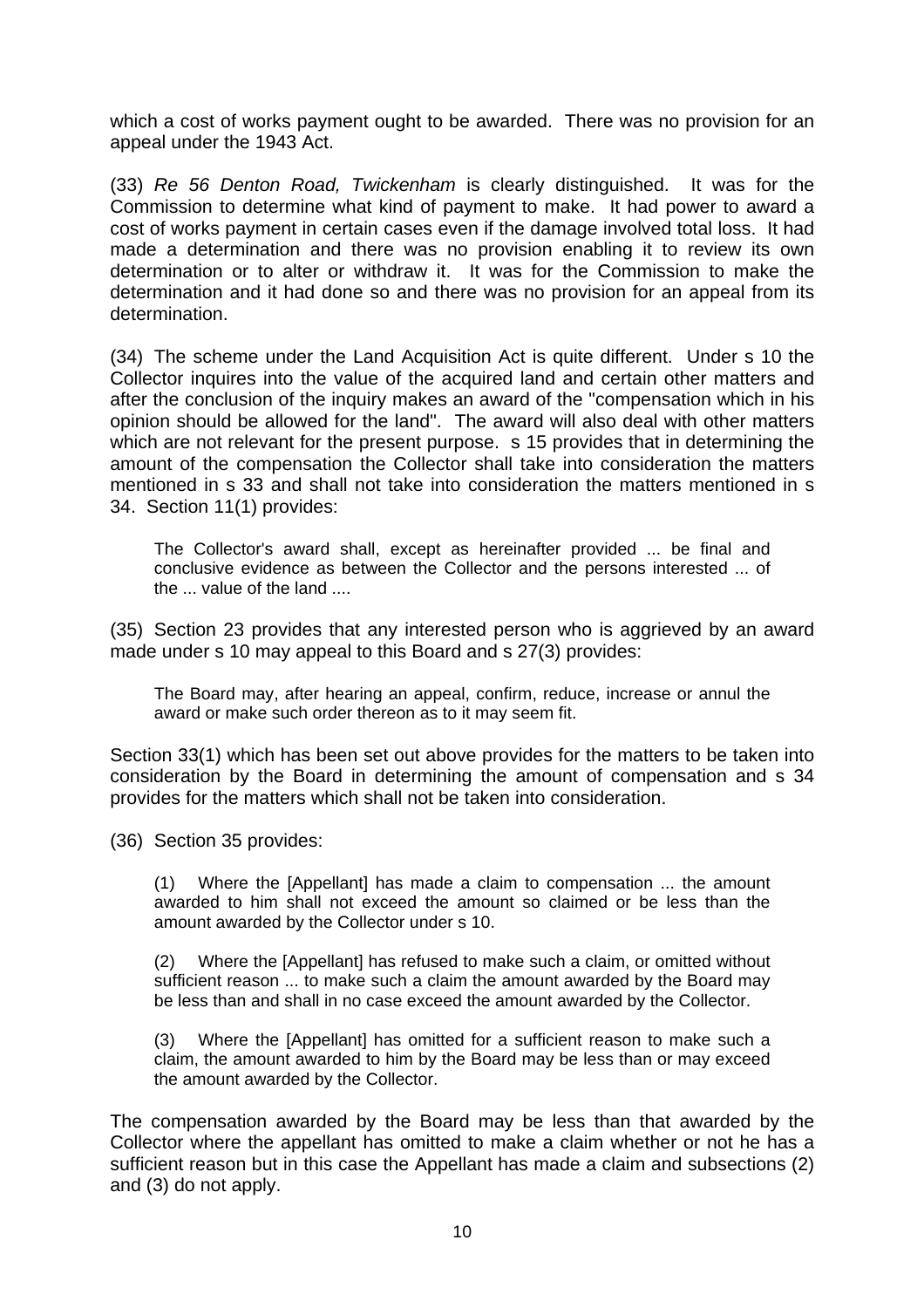which a cost of works payment ought to be awarded. There was no provision for an appeal under the 1943 Act.

(33) *Re 56 Denton Road, Twickenham* is clearly distinguished. It was for the Commission to determine what kind of payment to make. It had power to award a cost of works payment in certain cases even if the damage involved total loss. It had made a determination and there was no provision enabling it to review its own determination or to alter or withdraw it. It was for the Commission to make the determination and it had done so and there was no provision for an appeal from its determination.

(34) The scheme under the Land Acquisition Act is quite different. Under s 10 the Collector inquires into the value of the acquired land and certain other matters and after the conclusion of the inquiry makes an award of the "compensation which in his opinion should be allowed for the land". The award will also deal with other matters which are not relevant for the present purpose. s 15 provides that in determining the amount of the compensation the Collector shall take into consideration the matters mentioned in s 33 and shall not take into consideration the matters mentioned in s 34. Section 11(1) provides:

> The Collector's award shall, except as hereinafter provided ... be final and conclusive evidence as between the Collector and the persons interested ... of the ... value of the land ....

(35) Section 23 provides that any interested person who is aggrieved by an award made under s 10 may appeal to this Board and s 27(3) provides:

> The Board may, after hearing an appeal, confirm, reduce, increase or annul the award or make such order thereon as to it may seem fit.

Section 33(1) which has been set out above provides for the matters to be taken into consideration by the Board in determining the amount of compensation and s 34 provides for the matters which shall not be taken into consideration.

(36) Section 35 provides:

> (1) Where the [Appellant] has made a claim to compensation ... the amount awarded to him shall not exceed the amount so claimed or be less than the amount awarded by the Collector under s 10.
>
> (2) Where the [Appellant] has refused to make such a claim, or omitted without sufficient reason ... to make such a claim the amount awarded by the Board may be less than and shall in no case exceed the amount awarded by the Collector.
>
> (3) Where the [Appellant] has omitted for a sufficient reason to make such a claim, the amount awarded to him by the Board may be less than or may exceed the amount awarded by the Collector.

The compensation awarded by the Board may be less than that awarded by the Collector where the appellant has omitted to make a claim whether or not he has a sufficient reason but in this case the Appellant has made a claim and subsections (2) and (3) do not apply.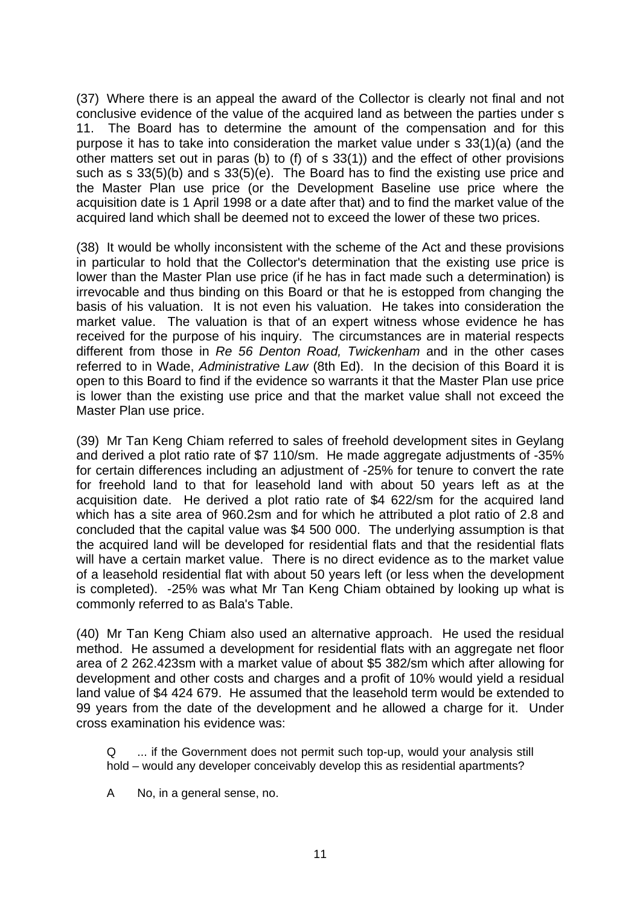(37) Where there is an appeal the award of the Collector is clearly not final and not conclusive evidence of the value of the acquired land as between the parties under s 11. The Board has to determine the amount of the compensation and for this purpose it has to take into consideration the market value under s 33(1)(a) (and the other matters set out in paras (b) to (f) of s 33(1)) and the effect of other provisions such as s 33(5)(b) and s 33(5)(e). The Board has to find the existing use price and the Master Plan use price (or the Development Baseline use price where the acquisition date is 1 April 1998 or a date after that) and to find the market value of the acquired land which shall be deemed not to exceed the lower of these two prices.

(38) It would be wholly inconsistent with the scheme of the Act and these provisions in particular to hold that the Collector's determination that the existing use price is lower than the Master Plan use price (if he has in fact made such a determination) is irrevocable and thus binding on this Board or that he is estopped from changing the basis of his valuation. It is not even his valuation. He takes into consideration the market value. The valuation is that of an expert witness whose evidence he has received for the purpose of his inquiry. The circumstances are in material respects different from those in *Re 56 Denton Road, Twickenham* and in the other cases referred to in Wade, *Administrative Law* (8th Ed). In the decision of this Board it is open to this Board to find if the evidence so warrants it that the Master Plan use price is lower than the existing use price and that the market value shall not exceed the Master Plan use price.

(39) Mr Tan Keng Chiam referred to sales of freehold development sites in Geylang and derived a plot ratio rate of $7 110/sm. He made aggregate adjustments of -35% for certain differences including an adjustment of -25% for tenure to convert the rate for freehold land to that for leasehold land with about 50 years left as at the acquisition date. He derived a plot ratio rate of $4 622/sm for the acquired land which has a site area of 960.2sm and for which he attributed a plot ratio of 2.8 and concluded that the capital value was $4 500 000. The underlying assumption is that the acquired land will be developed for residential flats and that the residential flats will have a certain market value. There is no direct evidence as to the market value of a leasehold residential flat with about 50 years left (or less when the development is completed). -25% was what Mr Tan Keng Chiam obtained by looking up what is commonly referred to as Bala's Table.

(40) Mr Tan Keng Chiam also used an alternative approach. He used the residual method. He assumed a development for residential flats with an aggregate net floor area of 2 262.423sm with a market value of about $5 382/sm which after allowing for development and other costs and charges and a profit of 10% would yield a residual land value of $4 424 679. He assumed that the leasehold term would be extended to 99 years from the date of the development and he allowed a charge for it. Under cross examination his evidence was:

> Q ... if the Government does not permit such top-up, would your analysis still hold – would any developer conceivably develop this as residential apartments?
>
> A No, in a general sense, no.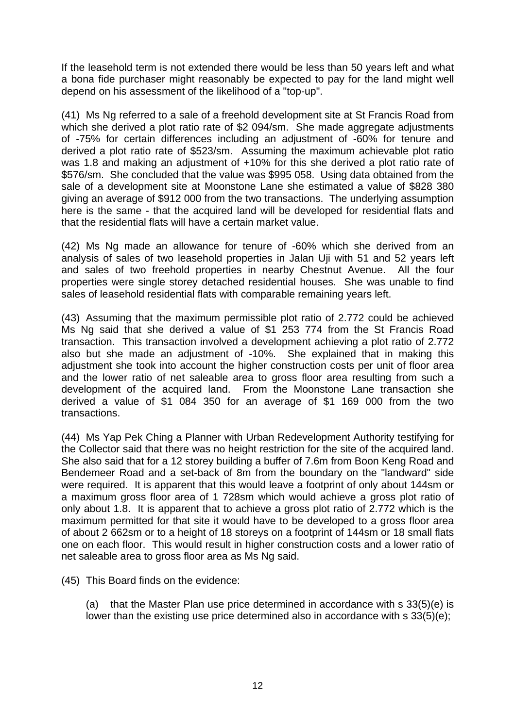If the leasehold term is not extended there would be less than 50 years left and what a bona fide purchaser might reasonably be expected to pay for the land might well depend on his assessment of the likelihood of a "top-up".

(41) Ms Ng referred to a sale of a freehold development site at St Francis Road from which she derived a plot ratio rate of $2 094/sm. She made aggregate adjustments of -75% for certain differences including an adjustment of -60% for tenure and derived a plot ratio rate of $523/sm. Assuming the maximum achievable plot ratio was 1.8 and making an adjustment of +10% for this she derived a plot ratio rate of $576/sm. She concluded that the value was $995 058. Using data obtained from the sale of a development site at Moonstone Lane she estimated a value of $828 380 giving an average of $912 000 from the two transactions. The underlying assumption here is the same - that the acquired land will be developed for residential flats and that the residential flats will have a certain market value.

(42) Ms Ng made an allowance for tenure of -60% which she derived from an analysis of sales of two leasehold properties in Jalan Uji with 51 and 52 years left and sales of two freehold properties in nearby Chestnut Avenue. All the four properties were single storey detached residential houses. She was unable to find sales of leasehold residential flats with comparable remaining years left.

(43) Assuming that the maximum permissible plot ratio of 2.772 could be achieved Ms Ng said that she derived a value of $1 253 774 from the St Francis Road transaction. This transaction involved a development achieving a plot ratio of 2.772 also but she made an adjustment of -10%. She explained that in making this adjustment she took into account the higher construction costs per unit of floor area and the lower ratio of net saleable area to gross floor area resulting from such a development of the acquired land. From the Moonstone Lane transaction she derived a value of $1 084 350 for an average of $1 169 000 from the two transactions.

(44) Ms Yap Pek Ching a Planner with Urban Redevelopment Authority testifying for the Collector said that there was no height restriction for the site of the acquired land. She also said that for a 12 storey building a buffer of 7.6m from Boon Keng Road and Bendemeer Road and a set-back of 8m from the boundary on the "landward" side were required. It is apparent that this would leave a footprint of only about 144sm or a maximum gross floor area of 1 728sm which would achieve a gross plot ratio of only about 1.8. It is apparent that to achieve a gross plot ratio of 2.772 which is the maximum permitted for that site it would have to be developed to a gross floor area of about 2 662sm or to a height of 18 storeys on a footprint of 144sm or 18 small flats one on each floor. This would result in higher construction costs and a lower ratio of net saleable area to gross floor area as Ms Ng said.

(45) This Board finds on the evidence:

(a) that the Master Plan use price determined in accordance with s 33(5)(e) is lower than the existing use price determined also in accordance with s 33(5)(e);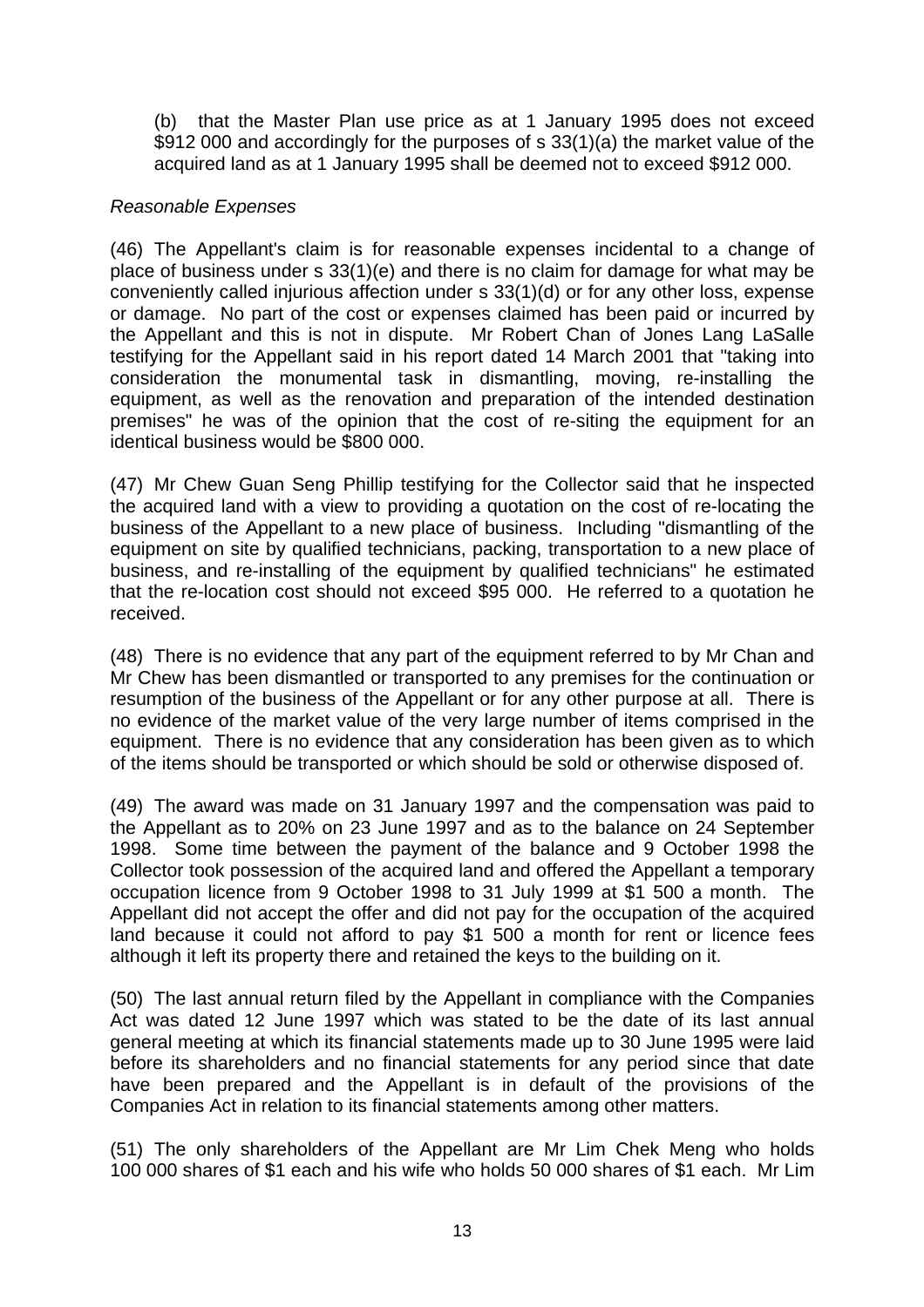(b) that the Master Plan use price as at 1 January 1995 does not exceed $912 000 and accordingly for the purposes of s 33(1)(a) the market value of the acquired land as at 1 January 1995 shall be deemed not to exceed $912 000.

*Reasonable Expenses*

(46) The Appellant's claim is for reasonable expenses incidental to a change of place of business under s 33(1)(e) and there is no claim for damage for what may be conveniently called injurious affection under s 33(1)(d) or for any other loss, expense or damage. No part of the cost or expenses claimed has been paid or incurred by the Appellant and this is not in dispute. Mr Robert Chan of Jones Lang LaSalle testifying for the Appellant said in his report dated 14 March 2001 that "taking into consideration the monumental task in dismantling, moving, re-installing the equipment, as well as the renovation and preparation of the intended destination premises" he was of the opinion that the cost of re-siting the equipment for an identical business would be $800 000.

(47) Mr Chew Guan Seng Phillip testifying for the Collector said that he inspected the acquired land with a view to providing a quotation on the cost of re-locating the business of the Appellant to a new place of business. Including "dismantling of the equipment on site by qualified technicians, packing, transportation to a new place of business, and re-installing of the equipment by qualified technicians" he estimated that the re-location cost should not exceed $95 000. He referred to a quotation he received.

(48) There is no evidence that any part of the equipment referred to by Mr Chan and Mr Chew has been dismantled or transported to any premises for the continuation or resumption of the business of the Appellant or for any other purpose at all. There is no evidence of the market value of the very large number of items comprised in the equipment. There is no evidence that any consideration has been given as to which of the items should be transported or which should be sold or otherwise disposed of.

(49) The award was made on 31 January 1997 and the compensation was paid to the Appellant as to 20% on 23 June 1997 and as to the balance on 24 September 1998. Some time between the payment of the balance and 9 October 1998 the Collector took possession of the acquired land and offered the Appellant a temporary occupation licence from 9 October 1998 to 31 July 1999 at $1 500 a month. The Appellant did not accept the offer and did not pay for the occupation of the acquired land because it could not afford to pay $1 500 a month for rent or licence fees although it left its property there and retained the keys to the building on it.

(50) The last annual return filed by the Appellant in compliance with the Companies Act was dated 12 June 1997 which was stated to be the date of its last annual general meeting at which its financial statements made up to 30 June 1995 were laid before its shareholders and no financial statements for any period since that date have been prepared and the Appellant is in default of the provisions of the Companies Act in relation to its financial statements among other matters.

(51) The only shareholders of the Appellant are Mr Lim Chek Meng who holds 100 000 shares of $1 each and his wife who holds 50 000 shares of $1 each. Mr Lim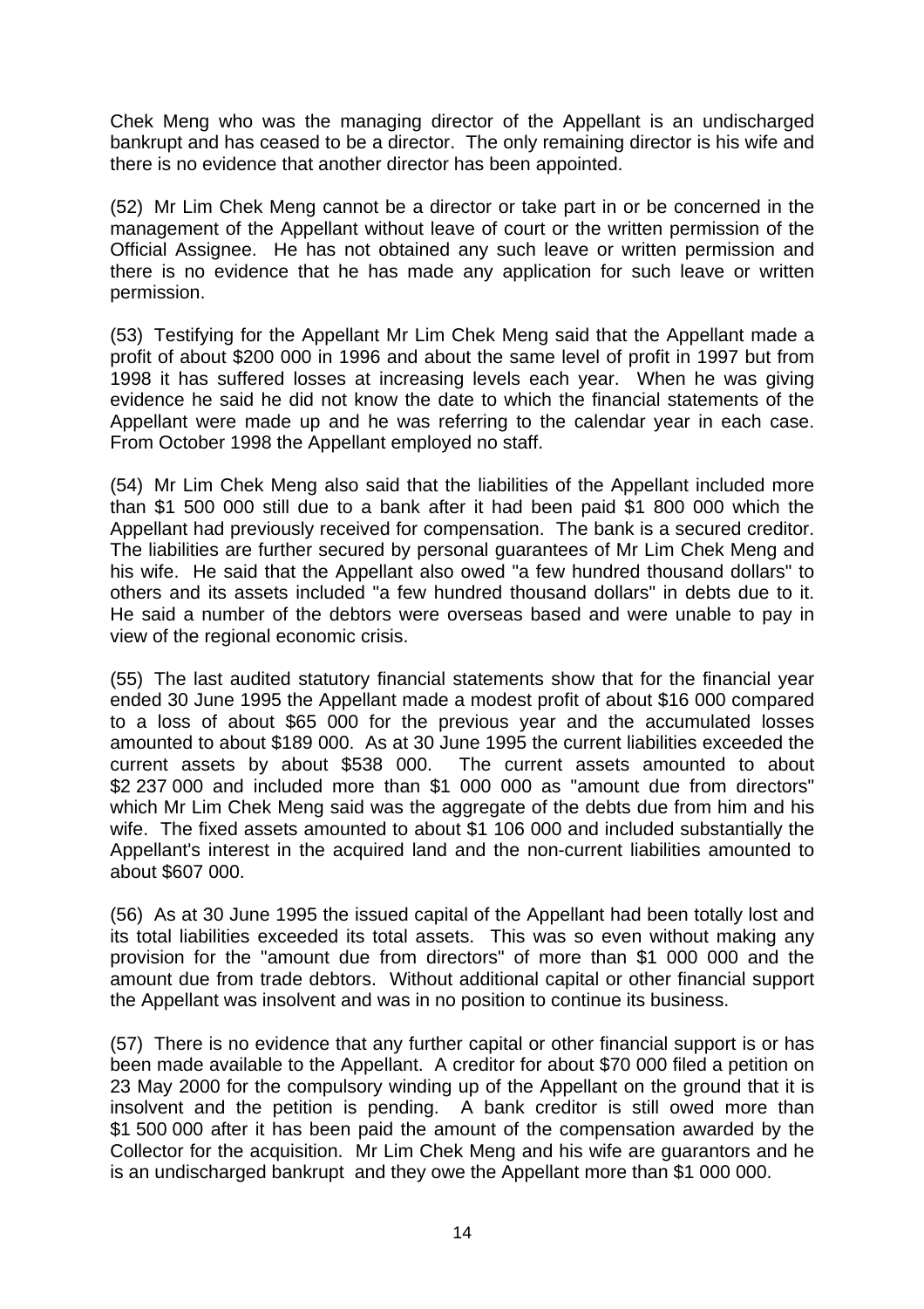Chek Meng who was the managing director of the Appellant is an undischarged bankrupt and has ceased to be a director. The only remaining director is his wife and there is no evidence that another director has been appointed.

(52) Mr Lim Chek Meng cannot be a director or take part in or be concerned in the management of the Appellant without leave of court or the written permission of the Official Assignee. He has not obtained any such leave or written permission and there is no evidence that he has made any application for such leave or written permission.

(53) Testifying for the Appellant Mr Lim Chek Meng said that the Appellant made a profit of about $200 000 in 1996 and about the same level of profit in 1997 but from 1998 it has suffered losses at increasing levels each year. When he was giving evidence he said he did not know the date to which the financial statements of the Appellant were made up and he was referring to the calendar year in each case. From October 1998 the Appellant employed no staff.

(54) Mr Lim Chek Meng also said that the liabilities of the Appellant included more than $1 500 000 still due to a bank after it had been paid $1 800 000 which the Appellant had previously received for compensation. The bank is a secured creditor. The liabilities are further secured by personal guarantees of Mr Lim Chek Meng and his wife. He said that the Appellant also owed "a few hundred thousand dollars" to others and its assets included "a few hundred thousand dollars" in debts due to it. He said a number of the debtors were overseas based and were unable to pay in view of the regional economic crisis.

(55) The last audited statutory financial statements show that for the financial year ended 30 June 1995 the Appellant made a modest profit of about $16 000 compared to a loss of about $65 000 for the previous year and the accumulated losses amounted to about $189 000. As at 30 June 1995 the current liabilities exceeded the current assets by about $538 000. The current assets amounted to about $2 237 000 and included more than $1 000 000 as "amount due from directors" which Mr Lim Chek Meng said was the aggregate of the debts due from him and his wife. The fixed assets amounted to about $1 106 000 and included substantially the Appellant's interest in the acquired land and the non-current liabilities amounted to about $607 000.

(56) As at 30 June 1995 the issued capital of the Appellant had been totally lost and its total liabilities exceeded its total assets. This was so even without making any provision for the "amount due from directors" of more than $1 000 000 and the amount due from trade debtors. Without additional capital or other financial support the Appellant was insolvent and was in no position to continue its business.

(57) There is no evidence that any further capital or other financial support is or has been made available to the Appellant. A creditor for about $70 000 filed a petition on 23 May 2000 for the compulsory winding up of the Appellant on the ground that it is insolvent and the petition is pending. A bank creditor is still owed more than $1 500 000 after it has been paid the amount of the compensation awarded by the Collector for the acquisition. Mr Lim Chek Meng and his wife are guarantors and he is an undischarged bankrupt and they owe the Appellant more than $1 000 000.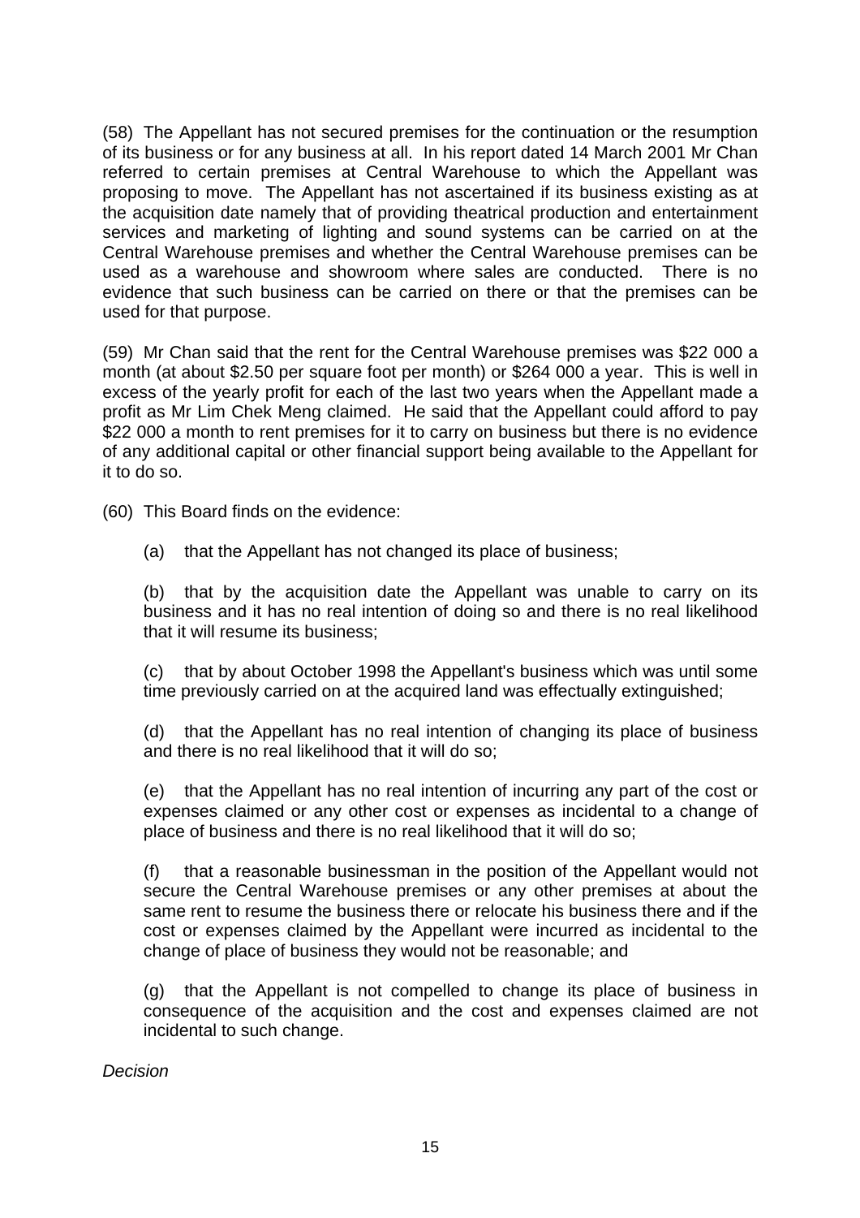(58) The Appellant has not secured premises for the continuation or the resumption of its business or for any business at all. In his report dated 14 March 2001 Mr Chan referred to certain premises at Central Warehouse to which the Appellant was proposing to move. The Appellant has not ascertained if its business existing as at the acquisition date namely that of providing theatrical production and entertainment services and marketing of lighting and sound systems can be carried on at the Central Warehouse premises and whether the Central Warehouse premises can be used as a warehouse and showroom where sales are conducted. There is no evidence that such business can be carried on there or that the premises can be used for that purpose.

(59) Mr Chan said that the rent for the Central Warehouse premises was $22 000 a month (at about $2.50 per square foot per month) or $264 000 a year. This is well in excess of the yearly profit for each of the last two years when the Appellant made a profit as Mr Lim Chek Meng claimed. He said that the Appellant could afford to pay $22 000 a month to rent premises for it to carry on business but there is no evidence of any additional capital or other financial support being available to the Appellant for it to do so.

(60) This Board finds on the evidence:

(a) that the Appellant has not changed its place of business;

(b) that by the acquisition date the Appellant was unable to carry on its business and it has no real intention of doing so and there is no real likelihood that it will resume its business;

(c) that by about October 1998 the Appellant's business which was until some time previously carried on at the acquired land was effectually extinguished;

(d) that the Appellant has no real intention of changing its place of business and there is no real likelihood that it will do so;

(e) that the Appellant has no real intention of incurring any part of the cost or expenses claimed or any other cost or expenses as incidental to a change of place of business and there is no real likelihood that it will do so;

(f) that a reasonable businessman in the position of the Appellant would not secure the Central Warehouse premises or any other premises at about the same rent to resume the business there or relocate his business there and if the cost or expenses claimed by the Appellant were incurred as incidental to the change of place of business they would not be reasonable; and

(g) that the Appellant is not compelled to change its place of business in consequence of the acquisition and the cost and expenses claimed are not incidental to such change.

*Decision*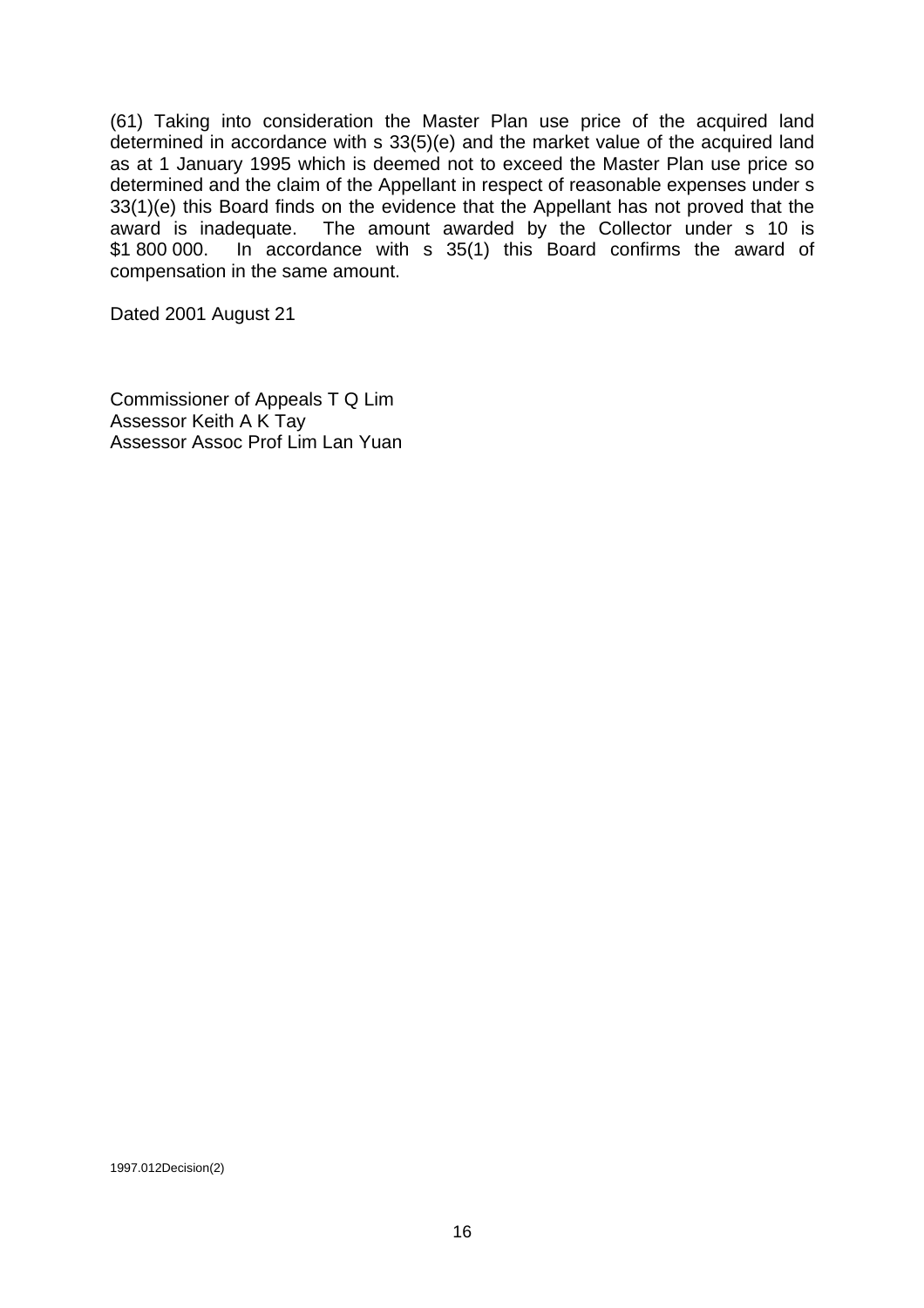(61) Taking into consideration the Master Plan use price of the acquired land determined in accordance with s 33(5)(e) and the market value of the acquired land as at 1 January 1995 which is deemed not to exceed the Master Plan use price so determined and the claim of the Appellant in respect of reasonable expenses under s 33(1)(e) this Board finds on the evidence that the Appellant has not proved that the award is inadequate. The amount awarded by the Collector under s 10 is $1 800 000. In accordance with s 35(1) this Board confirms the award of compensation in the same amount.

Dated 2001 August 21

Commissioner of Appeals T Q Lim
Assessor Keith A K Tay
Assessor Assoc Prof Lim Lan Yuan

1997.012Decision(2)